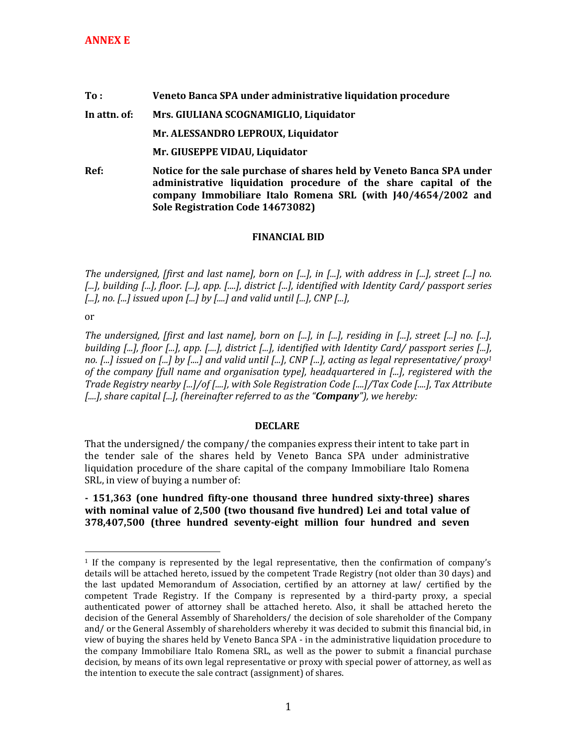**ANNEX E**

**To :** **Veneto Banca SPA under administrative liquidation procedure**

**In attn. of:** **Mrs. GIULIANA SCOGNAMIGLIO, Liquidator**

**Mr. ALESSANDRO LEPROUX, Liquidator**

**Mr. GIUSEPPE VIDAU, Liquidator**

**Ref:** **Notice for the sale purchase of shares held by Veneto Banca SPA under administrative liquidation procedure of the share capital of the company Immobiliare Italo Romena SRL (with J40/4654/2002 and Sole Registration Code 14673082)**

**FINANCIAL BID**

*The undersigned, [first and last name], born on [...], in [...], with address in [...], street [...] no. [...], building [...], floor. [...], app. [....], district [...], identified with Identity Card/ passport series [...], no. [...] issued upon [...] by [....] and valid until [...], CNP [...],*

or

*The undersigned, [first and last name], born on [...], in [...], residing in [...], street [...] no. [...], building [...], floor [...], app. [....], district [...], identified with Identity Card/ passport series [...], no. [...] issued on [...] by [....] and valid until [...], CNP [...], acting as legal representative/ proxy[1] of the company [full name and organisation type], headquartered in [...], registered with the Trade Registry nearby [...]/of [....], with Sole Registration Code [....]/Tax Code [....], Tax Attribute [....], share capital [...], (hereinafter referred to as the "**Company**"), we hereby:*

**DECLARE**

That the undersigned/ the company/ the companies express their intent to take part in the tender sale of the shares held by Veneto Banca SPA under administrative liquidation procedure of the share capital of the company Immobiliare Italo Romena SRL, in view of buying a number of:

**- 151,363 (one hundred fifty-one thousand three hundred sixty-three) shares with nominal value of 2,500 (two thousand five hundred) Lei and total value of 378,407,500 (three hundred seventy-eight million four hundred and seven**

---

[1] If the company is represented by the legal representative, then the confirmation of company's details will be attached hereto, issued by the competent Trade Registry (not older than 30 days) and the last updated Memorandum of Association, certified by an attorney at law/ certified by the competent Trade Registry. If the Company is represented by a third-party proxy, a special authenticated power of attorney shall be attached hereto. Also, it shall be attached hereto the decision of the General Assembly of Shareholders/ the decision of sole shareholder of the Company and/ or the General Assembly of shareholders whereby it was decided to submit this financial bid, in view of buying the shares held by Veneto Banca SPA - in the administrative liquidation procedure to the company Immobiliare Italo Romena SRL, as well as the power to submit a financial purchase decision, by means of its own legal representative or proxy with special power of attorney, as well as the intention to execute the sale contract (assignment) of shares.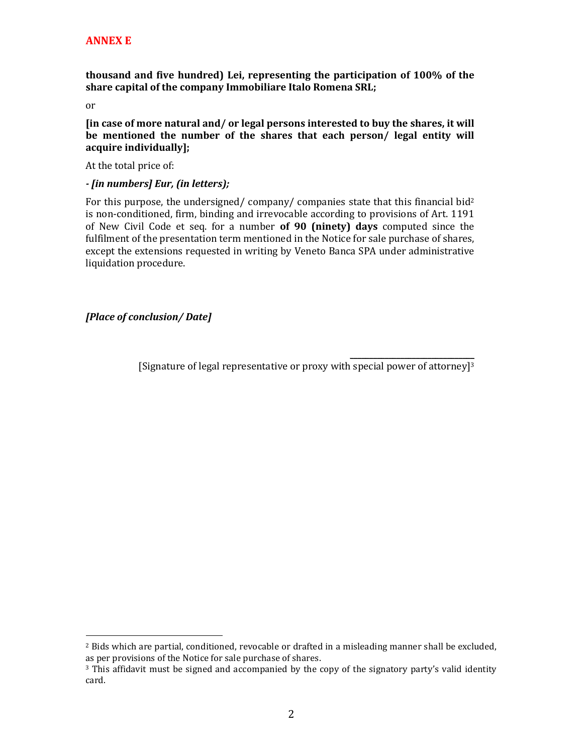**ANNEX E**

**thousand and five hundred) Lei, representing the participation of 100% of the share capital of the company Immobiliare Italo Romena SRL;**

or

**[in case of more natural and/ or legal persons interested to buy the shares, it will be mentioned the number of the shares that each person/ legal entity will acquire individually];**

At the total price of:

***- [in numbers] Eur, (in letters);***

For this purpose, the undersigned/ company/ companies state that this financial bid[2] is non-conditioned, firm, binding and irrevocable according to provisions of Art. 1191 of New Civil Code et seq. for a number **of 90 (ninety) days** computed since the fulfilment of the presentation term mentioned in the Notice for sale purchase of shares, except the extensions requested in writing by Veneto Banca SPA under administrative liquidation procedure.

***[Place of conclusion/ Date]***

\_\_\_\_\_\_\_\_\_\_\_\_\_\_\_\_\_\_\_\_\_\_\_\_\_\_\_\_\_\_\_\_

[Signature of legal representative or proxy with special power of attorney][3]

---

[2] Bids which are partial, conditioned, revocable or drafted in a misleading manner shall be excluded, as per provisions of the Notice for sale purchase of shares.

[3] This affidavit must be signed and accompanied by the copy of the signatory party's valid identity card.